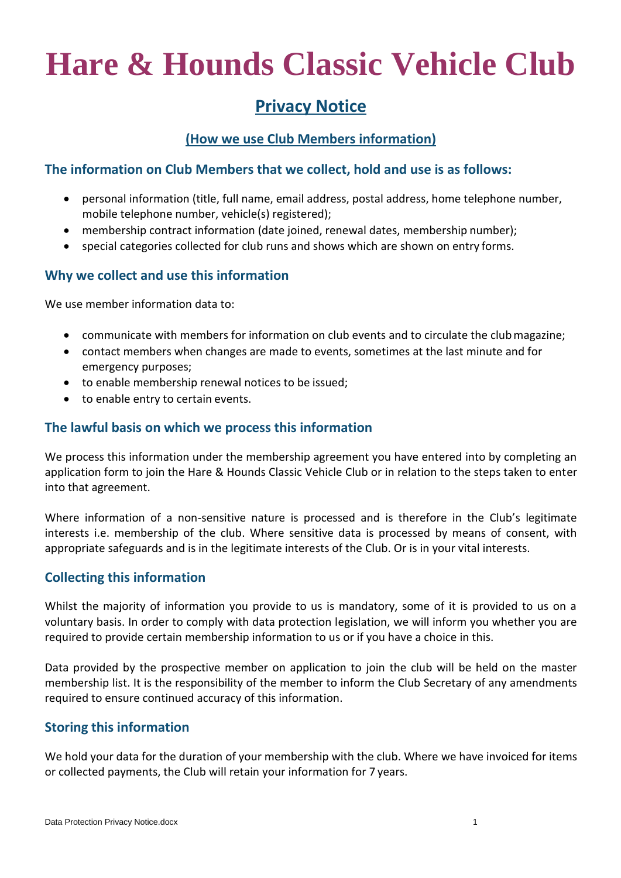# Hare & Hounds Classic Vehicle Club

## Privacy Notice

### (How we use Club Members information)

### The information on Club Members that we collect, hold and use is as follows:

- personal information (title, full name, email address, postal address, home telephone number, mobile telephone number, vehicle(s) registered);
- membership contract information (date joined, renewal dates, membership number);
- special categories collected for club runs and shows which are shown on entry forms.

### Why we collect and use this information

We use member information data to:

- communicate with members for information on club events and to circulate the club magazine;
- contact members when changes are made to events, sometimes at the last minute and for emergency purposes;
- to enable membership renewal notices to be issued;
- to enable entry to certain events.

### The lawful basis on which we process this information

We process this information under the membership agreement you have entered into by completing an application form to join the Hare & Hounds Classic Vehicle Club or in relation to the steps taken to enter into that agreement.

Where information of a non-sensitive nature is processed and is therefore in the Club's legitimate interests i.e. membership of the club. Where sensitive data is processed by means of consent, with appropriate safeguards and is in the legitimate interests of the Club. Or is in your vital interests.

### Collecting this information

Whilst the majority of information you provide to us is mandatory, some of it is provided to us on a voluntary basis. In order to comply with data protection legislation, we will inform you whether you are required to provide certain membership information to us or if you have a choice in this.

Data provided by the prospective member on application to join the club will be held on the master membership list. It is the responsibility of the member to inform the Club Secretary of any amendments required to ensure continued accuracy of this information.

### Storing this information

We hold your data for the duration of your membership with the club. Where we have invoiced for items or collected payments, the Club will retain your information for 7 years.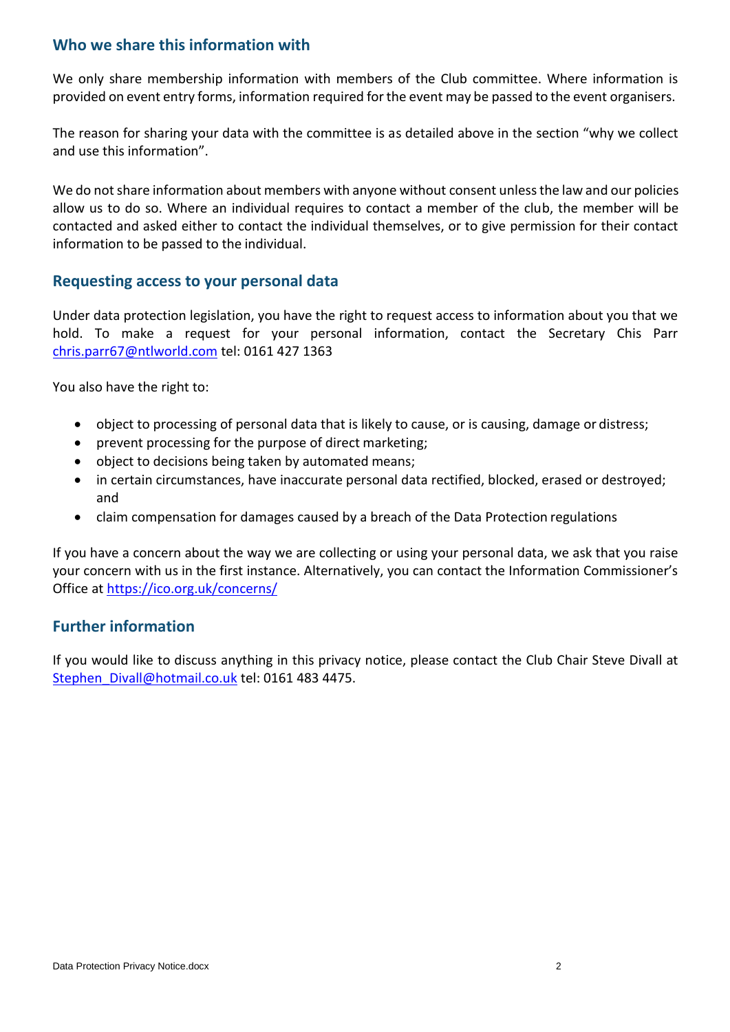## Who we share this information with

We only share membership information with members of the Club committee. Where information is provided on event entry forms, information required for the event may be passed to the event organisers.

The reason for sharing your data with the committee is as detailed above in the section "why we collect and use this information".

We do not share information about members with anyone without consent unless the law and our policies allow us to do so. Where an individual requires to contact a member of the club, the member will be contacted and asked either to contact the individual themselves, or to give permission for their contact information to be passed to the individual.

## Requesting access to your personal data

Under data protection legislation, you have the right to request access to information about you that we hold. To make a request for your personal information, contact the Secretary Chis Parr chris.parr67@ntlworld.com tel: 0161 427 1363

You also have the right to:

- object to processing of personal data that is likely to cause, or is causing, damage or distress;
- prevent processing for the purpose of direct marketing;
- object to decisions being taken by automated means;
- in certain circumstances, have inaccurate personal data rectified, blocked, erased or destroyed; and
- claim compensation for damages caused by a breach of the Data Protection regulations

If you have a concern about the way we are collecting or using your personal data, we ask that you raise your concern with us in the first instance. Alternatively, you can contact the Information Commissioner's Office at https://ico.org.uk/concerns/

## Further information

If you would like to discuss anything in this privacy notice, please contact the Club Chair Steve Divall at Stephen_Divall@hotmail.co.uk tel: 0161 483 4475.